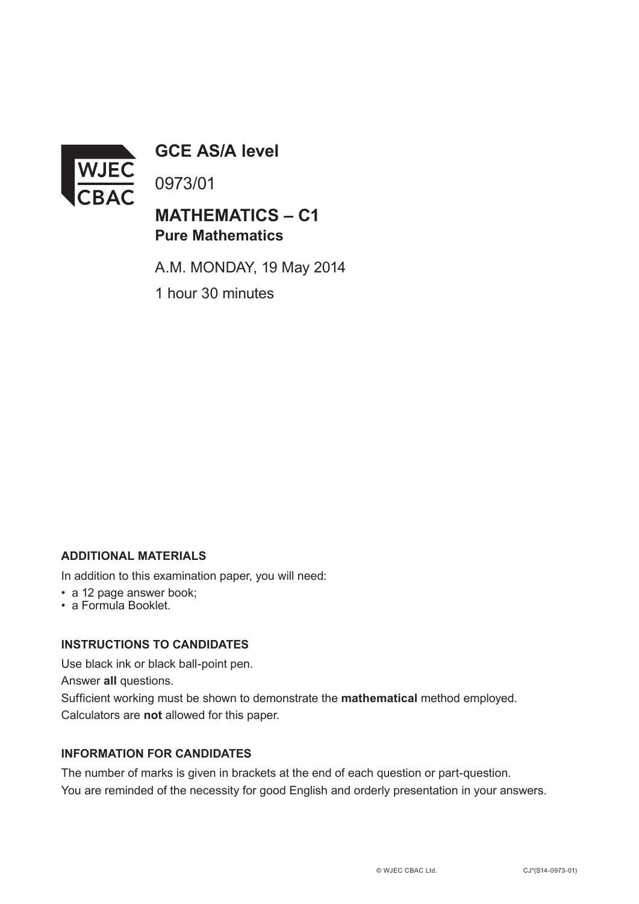# GCE AS/A level

0973/01

## MATHEMATICS – C1
**Pure Mathematics**

A.M. MONDAY, 19 May 2014

1 hour 30 minutes

### ADDITIONAL MATERIALS

In addition to this examination paper, you will need:

- a 12 page answer book;
- a Formula Booklet.

### INSTRUCTIONS TO CANDIDATES

Use black ink or black ball-point pen.

Answer **all** questions.

Sufficient working must be shown to demonstrate the **mathematical** method employed.

Calculators are **not** allowed for this paper.

### INFORMATION FOR CANDIDATES

The number of marks is given in brackets at the end of each question or part-question.

You are reminded of the necessity for good English and orderly presentation in your answers.

© WJEC CBAC Ltd. CJ*(S14-0973-01)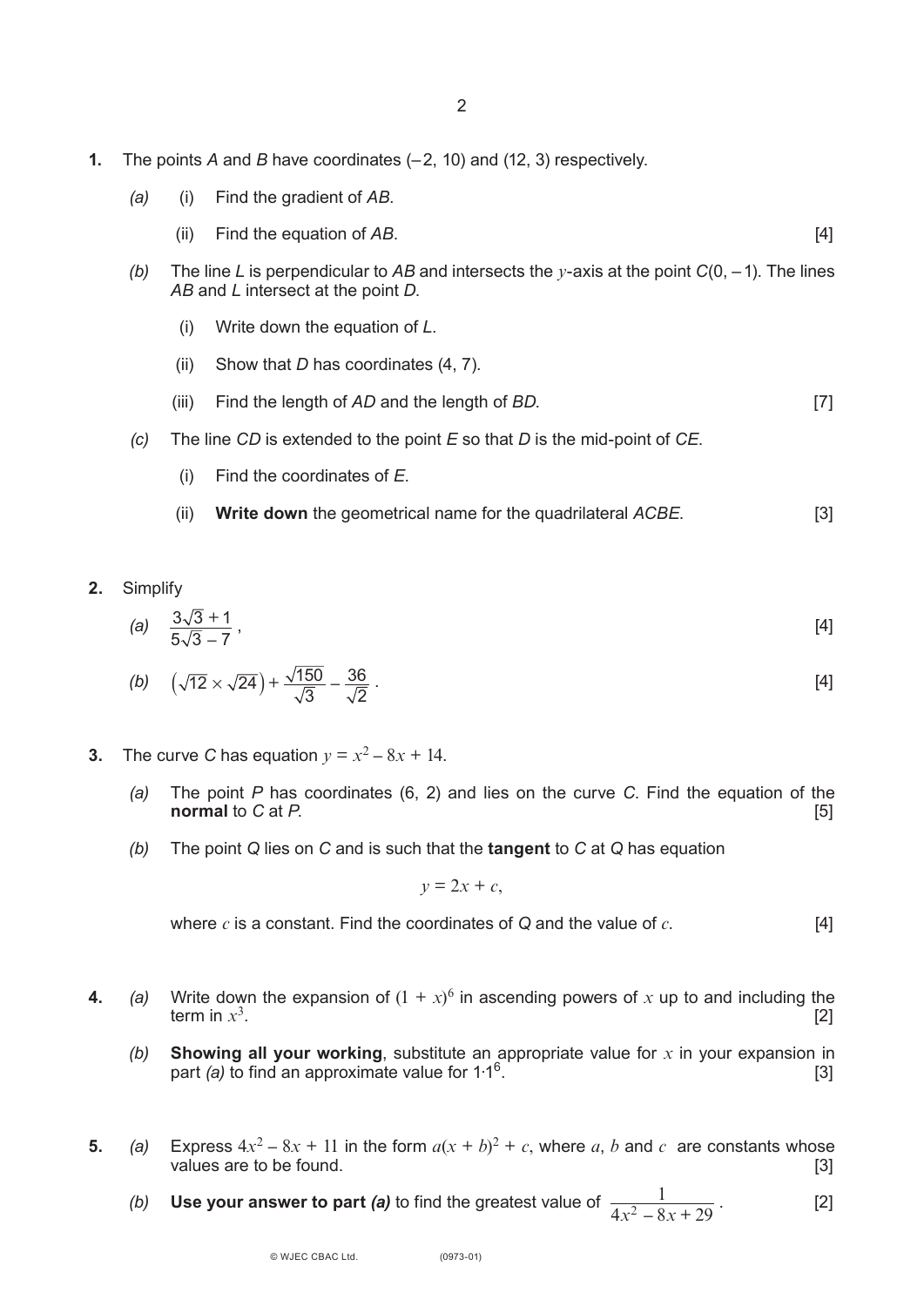**1.** The points $A$ and $B$ have coordinates $(-2, 10)$ and $(12, 3)$ respectively.

*(a)* (i) Find the gradient of $AB$.

(ii) Find the equation of $AB$. [4]

*(b)* The line $L$ is perpendicular to $AB$ and intersects the $y$-axis at the point $C(0, -1)$. The lines $AB$ and $L$ intersect at the point $D$.

(i) Write down the equation of $L$.

(ii) Show that $D$ has coordinates $(4, 7)$.

(iii) Find the length of $AD$ and the length of $BD$. [7]

*(c)* The line $CD$ is extended to the point $E$ so that $D$ is the mid-point of $CE$.

(i) Find the coordinates of $E$.

(ii) **Write down** the geometrical name for the quadrilateral $ACBE$. [3]

**2.** Simplify

*(a)* $\dfrac{3\sqrt{3}+1}{5\sqrt{3}-7}$, [4]

*(b)* $\left(\sqrt{12}\times\sqrt{24}\right)+\dfrac{\sqrt{150}}{\sqrt{3}}-\dfrac{36}{\sqrt{2}}$. [4]

**3.** The curve $C$ has equation $y = x^2 - 8x + 14$.

*(a)* The point $P$ has coordinates $(6, 2)$ and lies on the curve $C$. Find the equation of the **normal** to $C$ at $P$. [5]

*(b)* The point $Q$ lies on $C$ and is such that the **tangent** to $C$ at $Q$ has equation

$$y = 2x + c,$$

where $c$ is a constant. Find the coordinates of $Q$ and the value of $c$. [4]

**4.** *(a)* Write down the expansion of $(1 + x)^6$ in ascending powers of $x$ up to and including the term in $x^3$. [2]

*(b)* **Showing all your working**, substitute an appropriate value for $x$ in your expansion in part *(a)* to find an approximate value for $1{\cdot}1^6$. [3]

**5.** *(a)* Express $4x^2 - 8x + 11$ in the form $a(x + b)^2 + c$, where $a$, $b$ and $c$ are constants whose values are to be found. [3]

*(b)* **Use your answer to part *(a)*** to find the greatest value of $\dfrac{1}{4x^2 - 8x + 29}$. [2]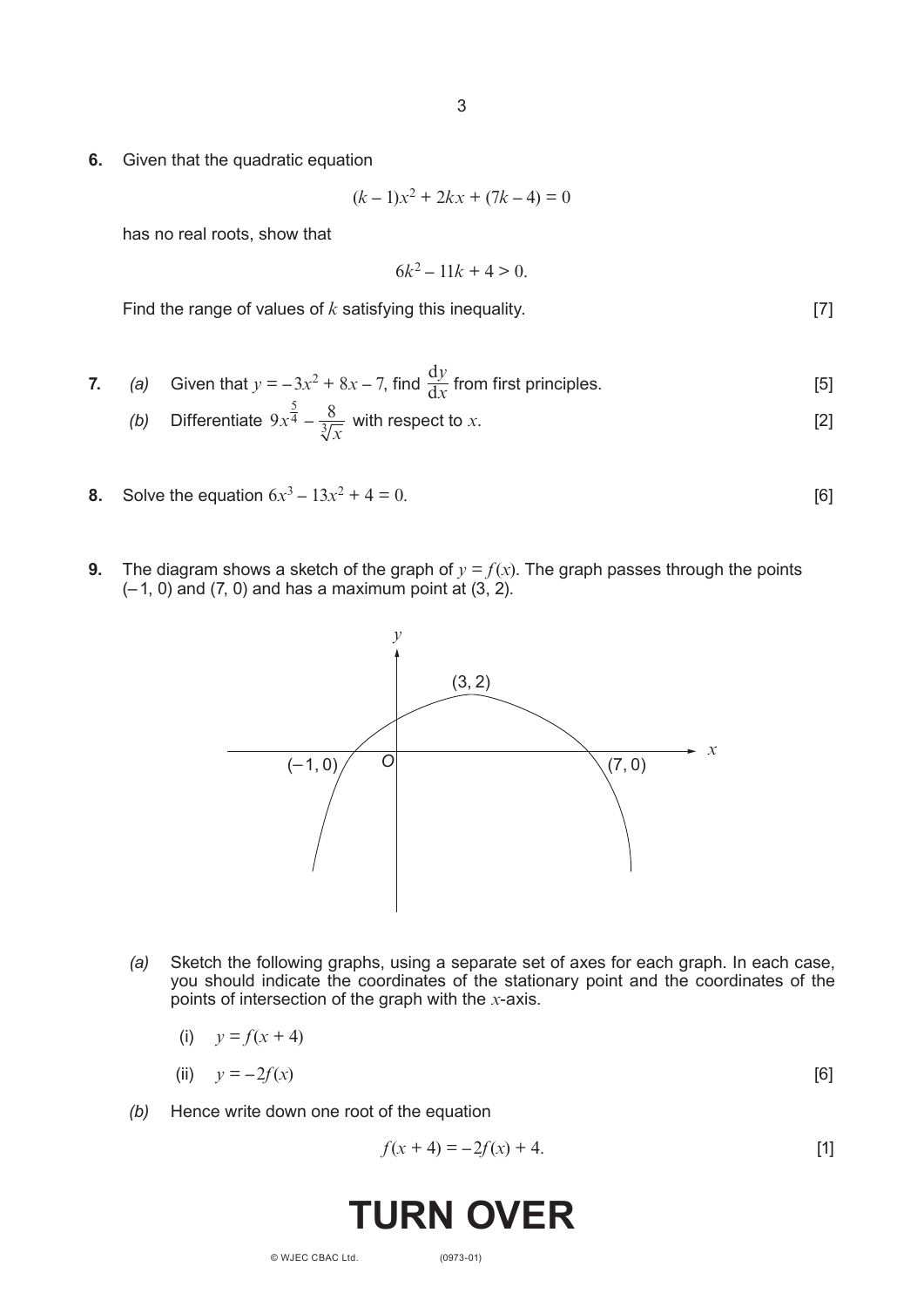**6.** Given that the quadratic equation

$$(k-1)x^2 + 2kx + (7k-4) = 0$$

has no real roots, show that

$$6k^2 - 11k + 4 > 0.$$

Find the range of values of $k$ satisfying this inequality. [7]

**7.** *(a)* Given that $y = -3x^2 + 8x - 7$, find $\frac{dy}{dx}$ from first principles. [5]

*(b)* Differentiate $9x^{\frac{5}{4}} - \frac{8}{\sqrt[3]{x}}$ with respect to $x$. [2]

**8.** Solve the equation $6x^3 - 13x^2 + 4 = 0$. [6]

**9.** The diagram shows a sketch of the graph of $y = f(x)$. The graph passes through the points $(-1, 0)$ and $(7, 0)$ and has a maximum point at $(3, 2)$.

*(a)* Sketch the following graphs, using a separate set of axes for each graph. In each case, you should indicate the coordinates of the stationary point and the coordinates of the points of intersection of the graph with the $x$-axis.

(i) $y = f(x + 4)$

(ii) $y = -2f(x)$ [6]

*(b)* Hence write down one root of the equation

$$f(x + 4) = -2f(x) + 4.$$ [1]

**TURN OVER**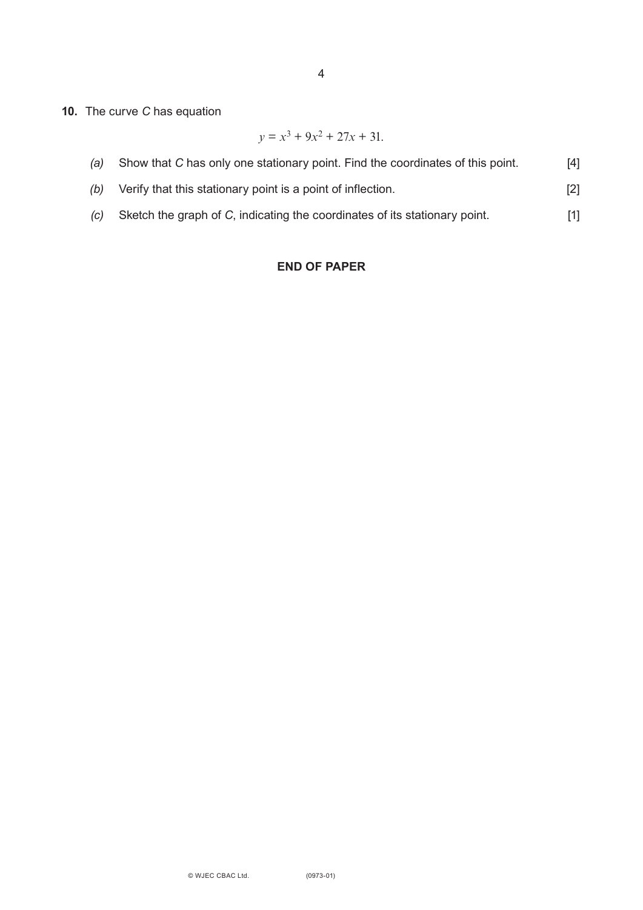**10.** The curve $C$ has equation

$$y = x^3 + 9x^2 + 27x + 31.$$

*(a)* Show that $C$ has only one stationary point. Find the coordinates of this point. [4]

*(b)* Verify that this stationary point is a point of inflection. [2]

*(c)* Sketch the graph of $C$, indicating the coordinates of its stationary point. [1]

**END OF PAPER**